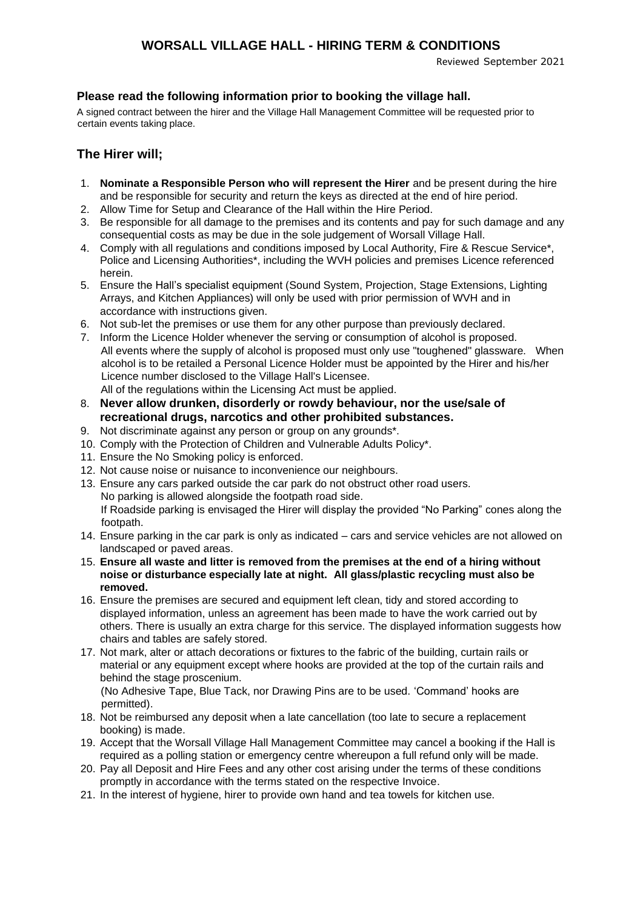# WORSALL VILLAGE HALL - HIRING TERM & CONDITIONS

Reviewed September 2021

### Please read the following information prior to booking the village hall.

A signed contract between the hirer and the Village Hall Management Committee will be requested prior to certain events taking place.

## The Hirer will;

1. **Nominate a Responsible Person who will represent the Hirer** and be present during the hire and be responsible for security and return the keys as directed at the end of hire period.
2. Allow Time for Setup and Clearance of the Hall within the Hire Period.
3. Be responsible for all damage to the premises and its contents and pay for such damage and any consequential costs as may be due in the sole judgement of Worsall Village Hall.
4. Comply with all regulations and conditions imposed by Local Authority, Fire & Rescue Service*, Police and Licensing Authorities*, including the WVH policies and premises Licence referenced herein.
5. Ensure the Hall's specialist equipment (Sound System, Projection, Stage Extensions, Lighting Arrays, and Kitchen Appliances) will only be used with prior permission of WVH and in accordance with instructions given.
6. Not sub-let the premises or use them for any other purpose than previously declared.
7. Inform the Licence Holder whenever the serving or consumption of alcohol is proposed. All events where the supply of alcohol is proposed must only use "toughened" glassware. When alcohol is to be retailed a Personal Licence Holder must be appointed by the Hirer and his/her Licence number disclosed to the Village Hall's Licensee.
   All of the regulations within the Licensing Act must be applied.
8. **Never allow drunken, disorderly or rowdy behaviour, nor the use/sale of recreational drugs, narcotics and other prohibited substances.**
9. Not discriminate against any person or group on any grounds*.
10. Comply with the Protection of Children and Vulnerable Adults Policy*.
11. Ensure the No Smoking policy is enforced.
12. Not cause noise or nuisance to inconvenience our neighbours.
13. Ensure any cars parked outside the car park do not obstruct other road users.
    No parking is allowed alongside the footpath road side.
    If Roadside parking is envisaged the Hirer will display the provided "No Parking" cones along the footpath.
14. Ensure parking in the car park is only as indicated – cars and service vehicles are not allowed on landscaped or paved areas.
15. **Ensure all waste and litter is removed from the premises at the end of a hiring without noise or disturbance especially late at night. All glass/plastic recycling must also be removed.**
16. Ensure the premises are secured and equipment left clean, tidy and stored according to displayed information, unless an agreement has been made to have the work carried out by others. There is usually an extra charge for this service. The displayed information suggests how chairs and tables are safely stored.
17. Not mark, alter or attach decorations or fixtures to the fabric of the building, curtain rails or material or any equipment except where hooks are provided at the top of the curtain rails and behind the stage proscenium.
    (No Adhesive Tape, Blue Tack, nor Drawing Pins are to be used. 'Command' hooks are permitted).
18. Not be reimbursed any deposit when a late cancellation (too late to secure a replacement booking) is made.
19. Accept that the Worsall Village Hall Management Committee may cancel a booking if the Hall is required as a polling station or emergency centre whereupon a full refund only will be made.
20. Pay all Deposit and Hire Fees and any other cost arising under the terms of these conditions promptly in accordance with the terms stated on the respective Invoice.
21. In the interest of hygiene, hirer to provide own hand and tea towels for kitchen use.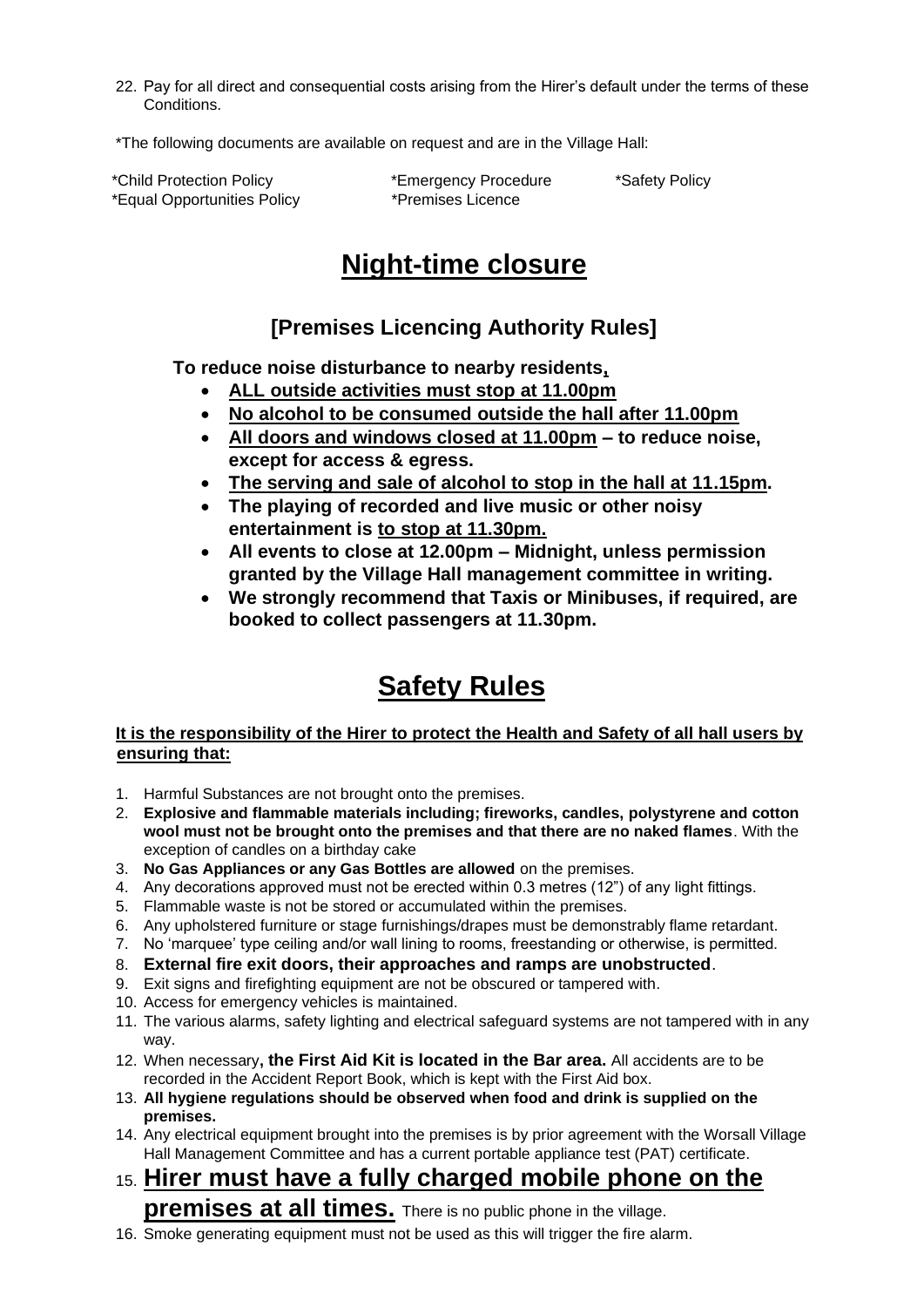22. Pay for all direct and consequential costs arising from the Hirer's default under the terms of these Conditions.

*The following documents are available on request and are in the Village Hall:

*Child Protection Policy *Emergency Procedure *Safety Policy
*Equal Opportunities Policy *Premises Licence

# Night-time closure

## [Premises Licencing Authority Rules]

**To reduce noise disturbance to nearby residents,**

- **ALL outside activities must stop at 11.00pm**
- **No alcohol to be consumed outside the hall after 11.00pm**
- **All doors and windows closed at 11.00pm – to reduce noise, except for access & egress.**
- **The serving and sale of alcohol to stop in the hall at 11.15pm.**
- **The playing of recorded and live music or other noisy entertainment is to stop at 11.30pm.**
- **All events to close at 12.00pm – Midnight, unless permission granted by the Village Hall management committee in writing.**
- **We strongly recommend that Taxis or Minibuses, if required, are booked to collect passengers at 11.30pm.**

# Safety Rules

**It is the responsibility of the Hirer to protect the Health and Safety of all hall users by ensuring that:**

1. Harmful Substances are not brought onto the premises.
2. **Explosive and flammable materials including; fireworks, candles, polystyrene and cotton wool must not be brought onto the premises and that there are no naked flames**. With the exception of candles on a birthday cake
3. **No Gas Appliances or any Gas Bottles are allowed** on the premises.
4. Any decorations approved must not be erected within 0.3 metres (12") of any light fittings.
5. Flammable waste is not be stored or accumulated within the premises.
6. Any upholstered furniture or stage furnishings/drapes must be demonstrably flame retardant.
7. No 'marquee' type ceiling and/or wall lining to rooms, freestanding or otherwise, is permitted.
8. **External fire exit doors, their approaches and ramps are unobstructed**.
9. Exit signs and firefighting equipment are not be obscured or tampered with.
10. Access for emergency vehicles is maintained.
11. The various alarms, safety lighting and electrical safeguard systems are not tampered with in any way.
12. When necessary**, the First Aid Kit is located in the Bar area.** All accidents are to be recorded in the Accident Report Book, which is kept with the First Aid box.
13. **All hygiene regulations should be observed when food and drink is supplied on the premises.**
14. Any electrical equipment brought into the premises is by prior agreement with the Worsall Village Hall Management Committee and has a current portable appliance test (PAT) certificate.
15. **Hirer must have a fully charged mobile phone on the premises at all times.** There is no public phone in the village.
16. Smoke generating equipment must not be used as this will trigger the fire alarm.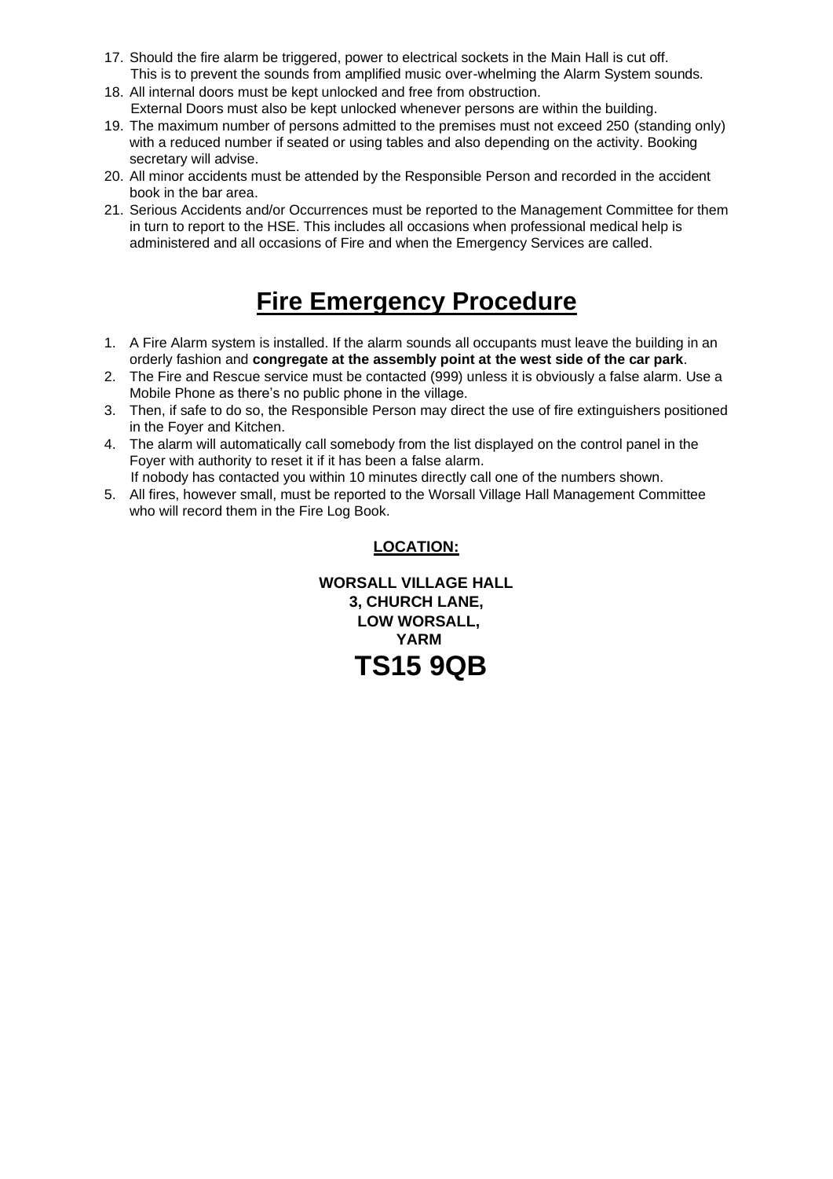17. Should the fire alarm be triggered, power to electrical sockets in the Main Hall is cut off. This is to prevent the sounds from amplified music over-whelming the Alarm System sounds.
18. All internal doors must be kept unlocked and free from obstruction. External Doors must also be kept unlocked whenever persons are within the building.
19. The maximum number of persons admitted to the premises must not exceed 250 (standing only) with a reduced number if seated or using tables and also depending on the activity. Booking secretary will advise.
20. All minor accidents must be attended by the Responsible Person and recorded in the accident book in the bar area.
21. Serious Accidents and/or Occurrences must be reported to the Management Committee for them in turn to report to the HSE. This includes all occasions when professional medical help is administered and all occasions of Fire and when the Emergency Services are called.

# Fire Emergency Procedure

1. A Fire Alarm system is installed. If the alarm sounds all occupants must leave the building in an orderly fashion and **congregate at the assembly point at the west side of the car park**.
2. The Fire and Rescue service must be contacted (999) unless it is obviously a false alarm. Use a Mobile Phone as there's no public phone in the village.
3. Then, if safe to do so, the Responsible Person may direct the use of fire extinguishers positioned in the Foyer and Kitchen.
4. The alarm will automatically call somebody from the list displayed on the control panel in the Foyer with authority to reset it if it has been a false alarm. If nobody has contacted you within 10 minutes directly call one of the numbers shown.
5. All fires, however small, must be reported to the Worsall Village Hall Management Committee who will record them in the Fire Log Book.

**LOCATION:**

**WORSALL VILLAGE HALL**
**3, CHURCH LANE,**
**LOW WORSALL,**
**YARM**

**TS15 9QB**